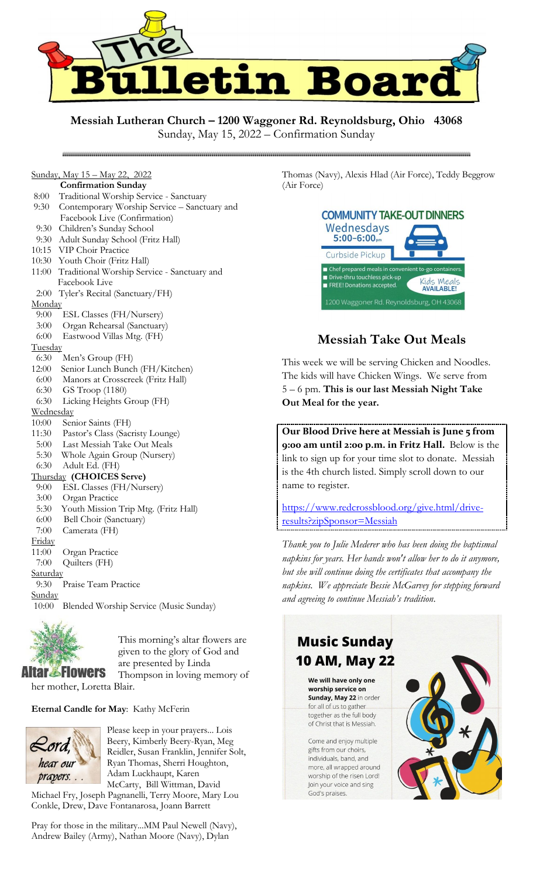# The Bulletin Board

**Messiah Lutheran Church – 1200 Waggoner Rd. Reynoldsburg, Ohio 43068**

Sunday, May 15, 2022 – Confirmation Sunday

Sunday, May 15 – May 22, 2022

**Confirmation Sunday**

- 8:00 Traditional Worship Service - Sanctuary
- 9:30 Contemporary Worship Service – Sanctuary and Facebook Live (Confirmation)
- 9:30 Children's Sunday School
- 9:30 Adult Sunday School (Fritz Hall)
- 10:15 VIP Choir Practice
- 10:30 Youth Choir (Fritz Hall)
- 11:00 Traditional Worship Service - Sanctuary and Facebook Live
- 2:00 Tyler's Recital (Sanctuary/FH)

Monday

- 9:00 ESL Classes (FH/Nursery)
- 3:00 Organ Rehearsal (Sanctuary)
- 6:00 Eastwood Villas Mtg. (FH)

Tuesday

- 6:30 Men's Group (FH)
- 12:00 Senior Lunch Bunch (FH/Kitchen)
- 6:00 Manors at Crosscreek (Fritz Hall)
- 6:30 GS Troop (1180)
- 6:30 Licking Heights Group (FH)

Wednesday

- 10:00 Senior Saints (FH)
- 11:30 Pastor's Class (Sacristy Lounge)
- 5:00 Last Messiah Take Out Meals
- 5:30 Whole Again Group (Nursery)
- 6:30 Adult Ed. (FH)

Thursday **(CHOICES Serve)**

- 9:00 ESL Classes (FH/Nursery)
- 3:00 Organ Practice
- 5:30 Youth Mission Trip Mtg. (Fritz Hall)
- 6:00 Bell Choir (Sanctuary)
- 7:00 Camerata (FH)

Friday

- 11:00 Organ Practice
- 7:00 Quilters (FH)

Saturday

- 9:30 Praise Team Practice

Sunday

- 10:00 Blended Worship Service (Music Sunday)

**Altar Flowers**

This morning's altar flowers are given to the glory of God and are presented by Linda Thompson in loving memory of her mother, Loretta Blair.

**Eternal Candle for May**: Kathy McFerin

*Lord, hear our prayers. . .*

Please keep in your prayers... Lois Beery, Kimberly Beery-Ryan, Meg Reidler, Susan Franklin, Jennifer Solt, Ryan Thomas, Sherri Houghton, Adam Luckhaupt, Karen McCarty, Bill Wittman, David Michael Fry, Joseph Pagnanelli, Terry Moore, Mary Lou Conkle, Drew, Dave Fontanarosa, Joann Barrett

Pray for those in the military...MM Paul Newell (Navy), Andrew Bailey (Army), Nathan Moore (Navy), Dylan Thomas (Navy), Alexis Hlad (Air Force), Teddy Beggrow (Air Force)

**COMMUNITY TAKE-OUT DINNERS**

Wednesdays 5:00–6:00pm

Curbside Pickup

- Chef prepared meals in convenient to-go containers.
- Drive-thru touchless pick-up
- FREE! Donations accepted.

Kids Meals AVAILABLE!

1200 Waggoner Rd. Reynoldsburg, OH 43068

## Messiah Take Out Meals

This week we will be serving Chicken and Noodles. The kids will have Chicken Wings. We serve from 5 – 6 pm. **This is our last Messiah Night Take Out Meal for the year.**

**Our Blood Drive here at Messiah is June 5 from 9:00 am until 2:00 p.m. in Fritz Hall.** Below is the link to sign up for your time slot to donate. Messiah is the 4th church listed. Simply scroll down to our name to register.

https://www.redcrossblood.org/give.html/drive-results?zipSponsor=Messiah

*Thank you to Julie Mederer who has been doing the baptismal napkins for years. Her hands won't allow her to do it anymore, but she will continue doing the certificates that accompany the napkins. We appreciate Bessie McGarvey for stepping forward and agreeing to continue Messiah's tradition.*

## Music Sunday 10 AM, May 22

**We will have only one worship service on Sunday, May 22** in order for all of us to gather together as the full body of Christ that is Messiah.

Come and enjoy multiple gifts from our choirs, individuals, band, and more, all wrapped around worship of the risen Lord! Join your voice and sing God's praises.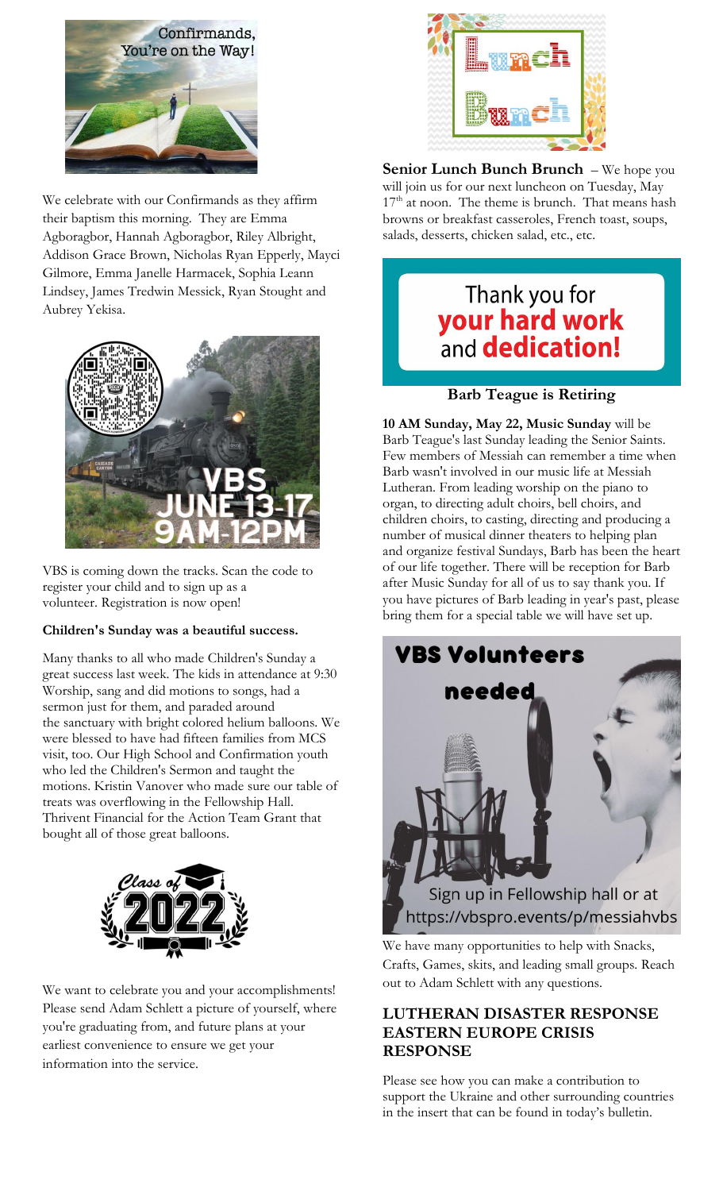Confirmands, You're on the Way!

We celebrate with our Confirmands as they affirm their baptism this morning. They are Emma Agboragbor, Hannah Agboragbor, Riley Albright, Addison Grace Brown, Nicholas Ryan Epperly, Mayci Gilmore, Emma Janelle Harmacek, Sophia Leann Lindsey, James Tredwin Messick, Ryan Stought and Aubrey Yekisa.

VBS JUNE 13-17 9AM-12PM

VBS is coming down the tracks. Scan the code to register your child and to sign up as a volunteer. Registration is now open!

**Children's Sunday was a beautiful success.**

Many thanks to all who made Children's Sunday a great success last week. The kids in attendance at 9:30 Worship, sang and did motions to songs, had a sermon just for them, and paraded around the sanctuary with bright colored helium balloons. We were blessed to have had fifteen families from MCS visit, too. Our High School and Confirmation youth who led the Children's Sermon and taught the motions. Kristin Vanover who made sure our table of treats was overflowing in the Fellowship Hall. Thrivent Financial for the Action Team Grant that bought all of those great balloons.

Class of 2022

We want to celebrate you and your accomplishments! Please send Adam Schlett a picture of yourself, where you're graduating from, and future plans at your earliest convenience to ensure we get your information into the service.

Lunch Bunch

**Senior Lunch Bunch Brunch** – We hope you will join us for our next luncheon on Tuesday, May 17th at noon. The theme is brunch. That means hash browns or breakfast casseroles, French toast, soups, salads, desserts, chicken salad, etc., etc.

Thank you for **your hard work** and **dedication!**

**Barb Teague is Retiring**

**10 AM Sunday, May 22, Music Sunday** will be Barb Teague's last Sunday leading the Senior Saints. Few members of Messiah can remember a time when Barb wasn't involved in our music life at Messiah Lutheran. From leading worship on the piano to organ, to directing adult choirs, bell choirs, and children choirs, to casting, directing and producing a number of musical dinner theaters to helping plan and organize festival Sundays, Barb has been the heart of our life together. There will be reception for Barb after Music Sunday for all of us to say thank you. If you have pictures of Barb leading in year's past, please bring them for a special table we will have set up.

**VBS Volunteers needed**

Sign up in Fellowship hall or at https://vbspro.events/p/messiahvbs

We have many opportunities to help with Snacks, Crafts, Games, skits, and leading small groups. Reach out to Adam Schlett with any questions.

### LUTHERAN DISASTER RESPONSE EASTERN EUROPE CRISIS RESPONSE

Please see how you can make a contribution to support the Ukraine and other surrounding countries in the insert that can be found in today's bulletin.